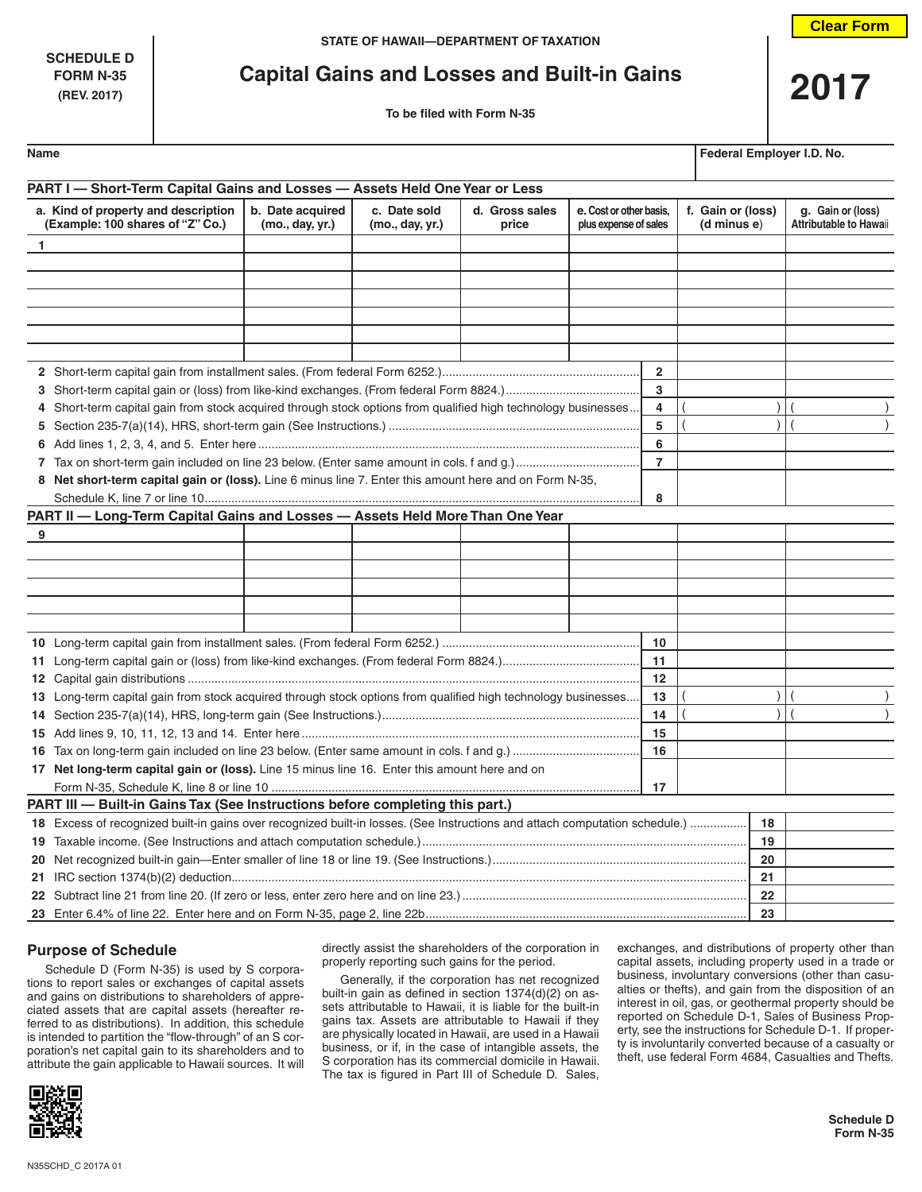SCHEDULE D
FORM N-35
(REV. 2017)

STATE OF HAWAII—DEPARTMENT OF TAXATION

# Capital Gains and Losses and Built-in Gains

To be filed with Form N-35

**2017**

| Name | Federal Employer I.D. No. |
|---|---|
| | |

## PART I — Short-Term Capital Gains and Losses — Assets Held One Year or Less

| a. Kind of property and description (Example: 100 shares of "Z" Co.) | b. Date acquired (mo., day, yr.) | c. Date sold (mo., day, yr.) | d. Gross sales price | e. Cost or other basis, plus expense of sales | f. Gain or (loss) (d minus e) | g. Gain or (loss) Attributable to Hawaii |
|---|---|---|---|---|---|---|
| 1 | | | | | | |
| | | | | | | |
| | | | | | | |
| | | | | | | |
| | | | | | | |
| | | | | | | |
| | | | | | | |

| Line | Description | Line | f. Gain or (loss) | g. Gain or (loss) Attributable to Hawaii |
|---|---|---|---|---|
| 2 | Short-term capital gain from installment sales. (From federal Form 6252.) | 2 | | |
| 3 | Short-term capital gain or (loss) from like-kind exchanges. (From federal Form 8824.) | 3 | | |
| 4 | Short-term capital gain from stock acquired through stock options from qualified high technology businesses | 4 | ( ) | ( ) |
| 5 | Section 235-7(a)(14), HRS, short-term gain (See Instructions.) | 5 | ( ) | ( ) |
| 6 | Add lines 1, 2, 3, 4, and 5. Enter here | 6 | | |
| 7 | Tax on short-term gain included on line 23 below. (Enter same amount in cols. f and g.) | 7 | | |
| 8 | **Net short-term capital gain or (loss).** Line 6 minus line 7. Enter this amount here and on Form N-35, Schedule K, line 7 or line 10 | 8 | | |

## PART II — Long-Term Capital Gains and Losses — Assets Held More Than One Year

| a. Kind of property and description | b. Date acquired | c. Date sold | d. Gross sales price | e. Cost or other basis, plus expense of sales | f. Gain or (loss) (d minus e) | g. Gain or (loss) Attributable to Hawaii |
|---|---|---|---|---|---|---|
| 9 | | | | | | |
| | | | | | | |
| | | | | | | |
| | | | | | | |
| | | | | | | |
| | | | | | | |

| Line | Description | Line | f. Gain or (loss) | g. Gain or (loss) Attributable to Hawaii |
|---|---|---|---|---|
| 10 | Long-term capital gain from installment sales. (From federal Form 6252.) | 10 | | |
| 11 | Long-term capital gain or (loss) from like-kind exchanges. (From federal Form 8824.) | 11 | | |
| 12 | Capital gain distributions | 12 | | |
| 13 | Long-term capital gain from stock acquired through stock options from qualified high technology businesses | 13 | ( ) | ( ) |
| 14 | Section 235-7(a)(14), HRS, long-term gain (See Instructions.) | 14 | ( ) | ( ) |
| 15 | Add lines 9, 10, 11, 12, 13 and 14. Enter here | 15 | | |
| 16 | Tax on long-term gain included on line 23 below. (Enter same amount in cols. f and g.) | 16 | | |
| 17 | **Net long-term capital gain or (loss).** Line 15 minus line 16. Enter this amount here and on Form N-35, Schedule K, line 8 or line 10 | 17 | | |

## PART III — Built-in Gains Tax (See Instructions before completing this part.)

| Line | Description | Line | Amount |
|---|---|---|---|
| 18 | Excess of recognized built-in gains over recognized built-in losses. (See Instructions and attach computation schedule.) | 18 | |
| 19 | Taxable income. (See Instructions and attach computation schedule.) | 19 | |
| 20 | Net recognized built-in gain—Enter smaller of line 18 or line 19. (See Instructions.) | 20 | |
| 21 | IRC section 1374(b)(2) deduction | 21 | |
| 22 | Subtract line 21 from line 20. (If zero or less, enter zero here and on line 23.) | 22 | |
| 23 | Enter 6.4% of line 22. Enter here and on Form N-35, page 2, line 22b | 23 | |

## Purpose of Schedule

Schedule D (Form N-35) is used by S corporations to report sales or exchanges of capital assets and gains on distributions to shareholders of appreciated assets that are capital assets (hereafter referred to as distributions). In addition, this schedule is intended to partition the "flow-through" of an S corporation's net capital gain to its shareholders and to attribute the gain applicable to Hawaii sources. It will directly assist the shareholders of the corporation in properly reporting such gains for the period.

Generally, if the corporation has net recognized built-in gain as defined in section 1374(d)(2) on assets attributable to Hawaii, it is liable for the built-in gains tax. Assets are attributable to Hawaii if they are physically located in Hawaii, are used in a Hawaii business, or if, in the case of intangible assets, the S corporation has its commercial domicile in Hawaii. The tax is figured in Part III of Schedule D. Sales, exchanges, and distributions of property other than capital assets, including property used in a trade or business, involuntary conversions (other than casualties or thefts), and gain from the disposition of an interest in oil, gas, or geothermal property should be reported on Schedule D-1, Sales of Business Property, see the instructions for Schedule D-1. If property is involuntarily converted because of a casualty or theft, use federal Form 4684, Casualties and Thefts.

Schedule D
Form N-35

N35SCHD_C 2017A 01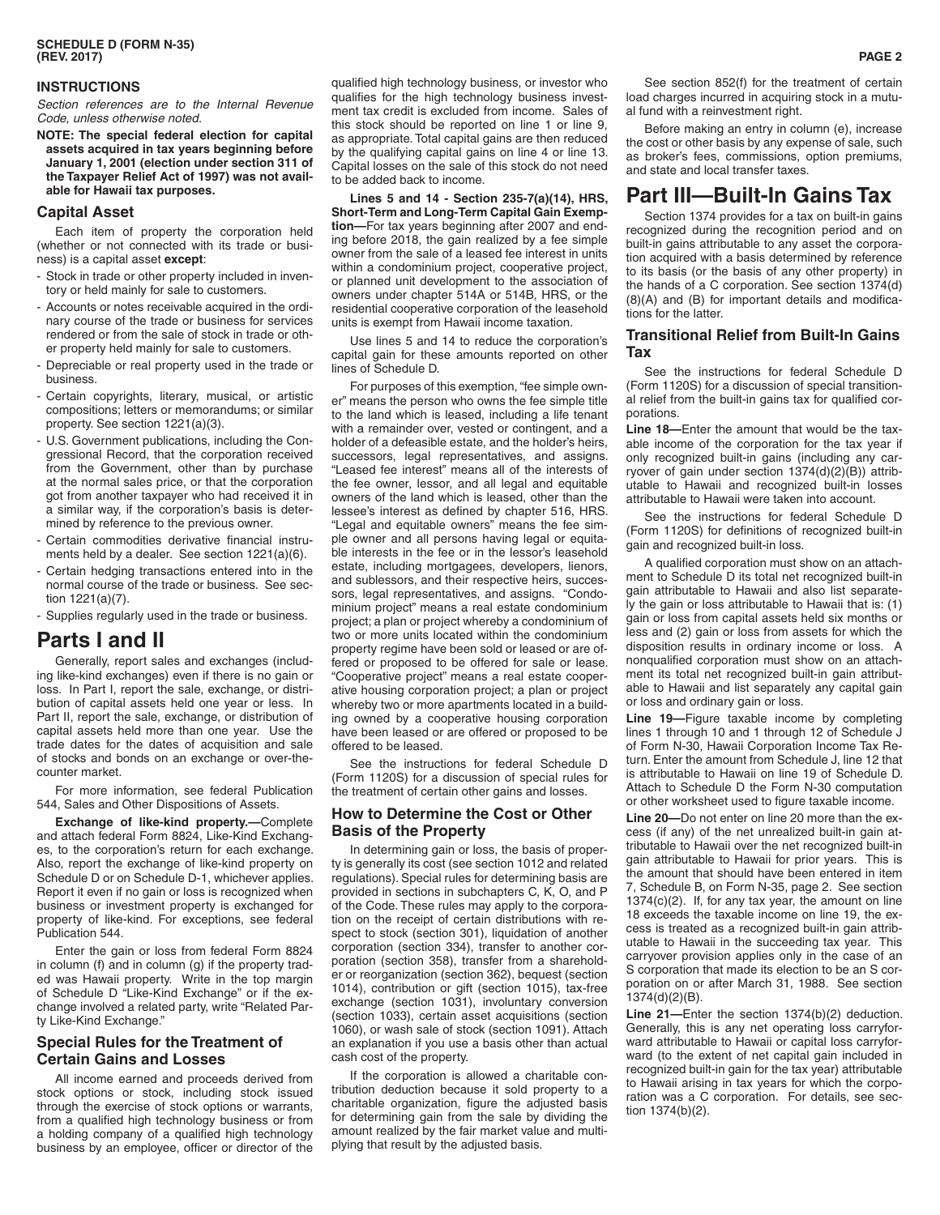## INSTRUCTIONS

*Section references are to the Internal Revenue Code, unless otherwise noted.*

**NOTE: The special federal election for capital assets acquired in tax years beginning before January 1, 2001 (election under section 311 of the Taxpayer Relief Act of 1997) was not available for Hawaii tax purposes.**

### Capital Asset

Each item of property the corporation held (whether or not connected with its trade or business) is a capital asset **except**:

- Stock in trade or other property included in inventory or held mainly for sale to customers.
- Accounts or notes receivable acquired in the ordinary course of the trade or business for services rendered or from the sale of stock in trade or other property held mainly for sale to customers.
- Depreciable or real property used in the trade or business.
- Certain copyrights, literary, musical, or artistic compositions; letters or memorandums; or similar property. See section 1221(a)(3).
- U.S. Government publications, including the Congressional Record, that the corporation received from the Government, other than by purchase at the normal sales price, or that the corporation got from another taxpayer who had received it in a similar way, if the corporation's basis is determined by reference to the previous owner.
- Certain commodities derivative financial instruments held by a dealer. See section 1221(a)(6).
- Certain hedging transactions entered into in the normal course of the trade or business. See section 1221(a)(7).
- Supplies regularly used in the trade or business.

# Parts I and II

Generally, report sales and exchanges (including like-kind exchanges) even if there is no gain or loss. In Part I, report the sale, exchange, or distribution of capital assets held one year or less. In Part II, report the sale, exchange, or distribution of capital assets held more than one year. Use the trade dates for the dates of acquisition and sale of stocks and bonds on an exchange or over-the-counter market.

For more information, see federal Publication 544, Sales and Other Dispositions of Assets.

**Exchange of like-kind property.—**Complete and attach federal Form 8824, Like-Kind Exchanges, to the corporation's return for each exchange. Also, report the exchange of like-kind property on Schedule D or on Schedule D-1, whichever applies. Report it even if no gain or loss is recognized when business or investment property is exchanged for property of like-kind. For exceptions, see federal Publication 544.

Enter the gain or loss from federal Form 8824 in column (f) and in column (g) if the property traded was Hawaii property. Write in the top margin of Schedule D "Like-Kind Exchange" or if the exchange involved a related party, write "Related Party Like-Kind Exchange."

### Special Rules for the Treatment of Certain Gains and Losses

All income earned and proceeds derived from stock options or stock, including stock issued through the exercise of stock options or warrants, from a qualified high technology business or from a holding company of a qualified high technology business by an employee, officer or director of the qualified high technology business, or investor who qualifies for the high technology business investment tax credit is excluded from income. Sales of this stock should be reported on line 1 or line 9, as appropriate. Total capital gains are then reduced by the qualifying capital gains on line 4 or line 13. Capital losses on the sale of this stock do not need to be added back to income.

**Lines 5 and 14 - Section 235-7(a)(14), HRS, Short-Term and Long-Term Capital Gain Exemption—**For tax years beginning after 2007 and ending before 2018, the gain realized by a fee simple owner from the sale of a leased fee interest in units within a condominium project, cooperative project, or planned unit development to the association of owners under chapter 514A or 514B, HRS, or the residential cooperative corporation of the leasehold units is exempt from Hawaii income taxation.

Use lines 5 and 14 to reduce the corporation's capital gain for these amounts reported on other lines of Schedule D.

For purposes of this exemption, "fee simple owner" means the person who owns the fee simple title to the land which is leased, including a life tenant with a remainder over, vested or contingent, and a holder of a defeasible estate, and the holder's heirs, successors, legal representatives, and assigns. "Leased fee interest" means all of the interests of the fee owner, lessor, and all legal and equitable owners of the land which is leased, other than the lessee's interest as defined by chapter 516, HRS. "Legal and equitable owners" means the fee simple owner and all persons having legal or equitable interests in the fee or in the lessor's leasehold estate, including mortgagees, developers, lienors, and sublessors, and their respective heirs, successors, legal representatives, and assigns. "Condominium project" means a real estate condominium project; a plan or project whereby a condominium of two or more units located within the condominium property regime have been sold or leased or are offered or proposed to be offered for sale or lease. "Cooperative project" means a real estate cooperative housing corporation project; a plan or project whereby two or more apartments located in a building owned by a cooperative housing corporation have been leased or are offered or proposed to be offered to be leased.

See the instructions for federal Schedule D (Form 1120S) for a discussion of special rules for the treatment of certain other gains and losses.

### How to Determine the Cost or Other Basis of the Property

In determining gain or loss, the basis of property is generally its cost (see section 1012 and related regulations). Special rules for determining basis are provided in sections in subchapters C, K, O, and P of the Code. These rules may apply to the corporation on the receipt of certain distributions with respect to stock (section 301), liquidation of another corporation (section 334), transfer to another corporation (section 358), transfer from a shareholder or reorganization (section 362), bequest (section 1014), contribution or gift (section 1015), tax-free exchange (section 1031), involuntary conversion (section 1033), certain asset acquisitions (section 1060), or wash sale of stock (section 1091). Attach an explanation if you use a basis other than actual cash cost of the property.

If the corporation is allowed a charitable contribution deduction because it sold property to a charitable organization, figure the adjusted basis for determining gain from the sale by dividing the amount realized by the fair market value and multiplying that result by the adjusted basis.

See section 852(f) for the treatment of certain load charges incurred in acquiring stock in a mutual fund with a reinvestment right.

Before making an entry in column (e), increase the cost or other basis by any expense of sale, such as broker's fees, commissions, option premiums, and state and local transfer taxes.

# Part III—Built-In Gains Tax

Section 1374 provides for a tax on built-in gains recognized during the recognition period and on built-in gains attributable to any asset the corporation acquired with a basis determined by reference to its basis (or the basis of any other property) in the hands of a C corporation. See section 1374(d)(8)(A) and (B) for important details and modifications for the latter.

### Transitional Relief from Built-In Gains Tax

See the instructions for federal Schedule D (Form 1120S) for a discussion of special transitional relief from the built-in gains tax for qualified corporations.

**Line 18—**Enter the amount that would be the taxable income of the corporation for the tax year if only recognized built-in gains (including any carryover of gain under section 1374(d)(2)(B)) attributable to Hawaii and recognized built-in losses attributable to Hawaii were taken into account.

See the instructions for federal Schedule D (Form 1120S) for definitions of recognized built-in gain and recognized built-in loss.

A qualified corporation must show on an attachment to Schedule D its total net recognized built-in gain attributable to Hawaii and also list separately the gain or loss attributable to Hawaii that is: (1) gain or loss from capital assets held six months or less and (2) gain or loss from assets for which the disposition results in ordinary income or loss. A nonqualified corporation must show on an attachment its total net recognized built-in gain attributable to Hawaii and list separately any capital gain or loss and ordinary gain or loss.

**Line 19—**Figure taxable income by completing lines 1 through 10 and 1 through 12 of Schedule J of Form N-30, Hawaii Corporation Income Tax Return. Enter the amount from Schedule J, line 12 that is attributable to Hawaii on line 19 of Schedule D. Attach to Schedule D the Form N-30 computation or other worksheet used to figure taxable income.

**Line 20—**Do not enter on line 20 more than the excess (if any) of the net unrealized built-in gain attributable to Hawaii over the net recognized built-in gain attributable to Hawaii for prior years. This is the amount that should have been entered in item 7, Schedule B, on Form N-35, page 2. See section 1374(c)(2). If, for any tax year, the amount on line 18 exceeds the taxable income on line 19, the excess is treated as a recognized built-in gain attributable to Hawaii in the succeeding tax year. This carryover provision applies only in the case of an S corporation that made its election to be an S corporation on or after March 31, 1988. See section 1374(d)(2)(B).

**Line 21—**Enter the section 1374(b)(2) deduction. Generally, this is any net operating loss carryforward attributable to Hawaii or capital loss carryforward (to the extent of net capital gain included in recognized built-in gain for the tax year) attributable to Hawaii arising in tax years for which the corporation was a C corporation. For details, see section 1374(b)(2).